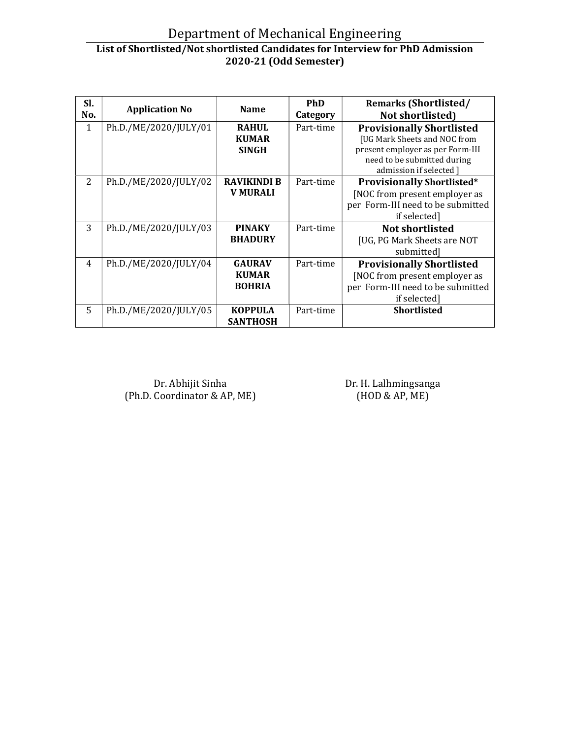# Department of Mechanical Engineering

## List of Shortlisted/Not shortlisted Candidates for Interview for PhD Admission 2020-21 (Odd Semester)

| Sl. No. | Application No | Name | PhD Category | Remarks (Shortlisted/ Not shortlisted) |
|---|---|---|---|---|
| 1 | Ph.D./ME/2020/JULY/01 | **RAHUL KUMAR SINGH** | Part-time | **Provisionally Shortlisted** [UG Mark Sheets and NOC from present employer as per Form-III need to be submitted during admission if selected ] |
| 2 | Ph.D./ME/2020/JULY/02 | **RAVIKINDI B V MURALI** | Part-time | **Provisionally Shortlisted*** [NOC from present employer as per Form-III need to be submitted if selected] |
| 3 | Ph.D./ME/2020/JULY/03 | **PINAKY BHADURY** | Part-time | **Not shortlisted** [UG, PG Mark Sheets are NOT submitted] |
| 4 | Ph.D./ME/2020/JULY/04 | **GAURAV KUMAR BOHRIA** | Part-time | **Provisionally Shortlisted** [NOC from present employer as per Form-III need to be submitted if selected] |
| 5 | Ph.D./ME/2020/JULY/05 | **KOPPULA SANTHOSH** | Part-time | **Shortlisted** |

Dr. Abhijit Sinha
(Ph.D. Coordinator & AP, ME)

Dr. H. Lalhmingsanga
(HOD & AP, ME)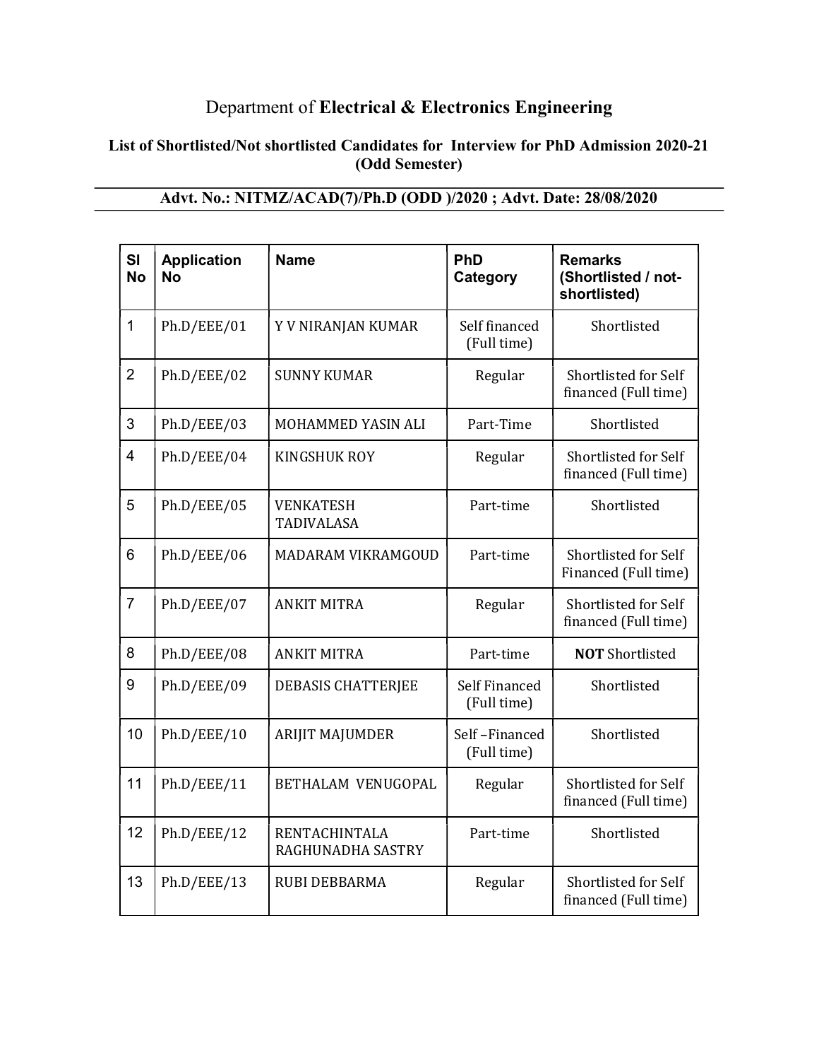# Department of **Electrical & Electronics Engineering**

**List of Shortlisted/Not shortlisted Candidates for Interview for PhD Admission 2020-21 (Odd Semester)**

**Advt. No.: NITMZ/ACAD(7)/Ph.D (ODD )/2020 ; Advt. Date: 28/08/2020**

| Sl No | Application No | Name | PhD Category | Remarks (Shortlisted / not-shortlisted) |
|---|---|---|---|---|
| 1 | Ph.D/EEE/01 | Y V NIRANJAN KUMAR | Self financed (Full time) | Shortlisted |
| 2 | Ph.D/EEE/02 | SUNNY KUMAR | Regular | Shortlisted for Self financed (Full time) |
| 3 | Ph.D/EEE/03 | MOHAMMED YASIN ALI | Part-Time | Shortlisted |
| 4 | Ph.D/EEE/04 | KINGSHUK ROY | Regular | Shortlisted for Self financed (Full time) |
| 5 | Ph.D/EEE/05 | VENKATESH TADIVALASA | Part-time | Shortlisted |
| 6 | Ph.D/EEE/06 | MADARAM VIKRAMGOUD | Part-time | Shortlisted for Self Financed (Full time) |
| 7 | Ph.D/EEE/07 | ANKIT MITRA | Regular | Shortlisted for Self financed (Full time) |
| 8 | Ph.D/EEE/08 | ANKIT MITRA | Part-time | **NOT** Shortlisted |
| 9 | Ph.D/EEE/09 | DEBASIS CHATTERJEE | Self Financed (Full time) | Shortlisted |
| 10 | Ph.D/EEE/10 | ARIJIT MAJUMDER | Self –Financed (Full time) | Shortlisted |
| 11 | Ph.D/EEE/11 | BETHALAM VENUGOPAL | Regular | Shortlisted for Self financed (Full time) |
| 12 | Ph.D/EEE/12 | RENTACHINTALA RAGHUNADHA SASTRY | Part-time | Shortlisted |
| 13 | Ph.D/EEE/13 | RUBI DEBBARMA | Regular | Shortlisted for Self financed (Full time) |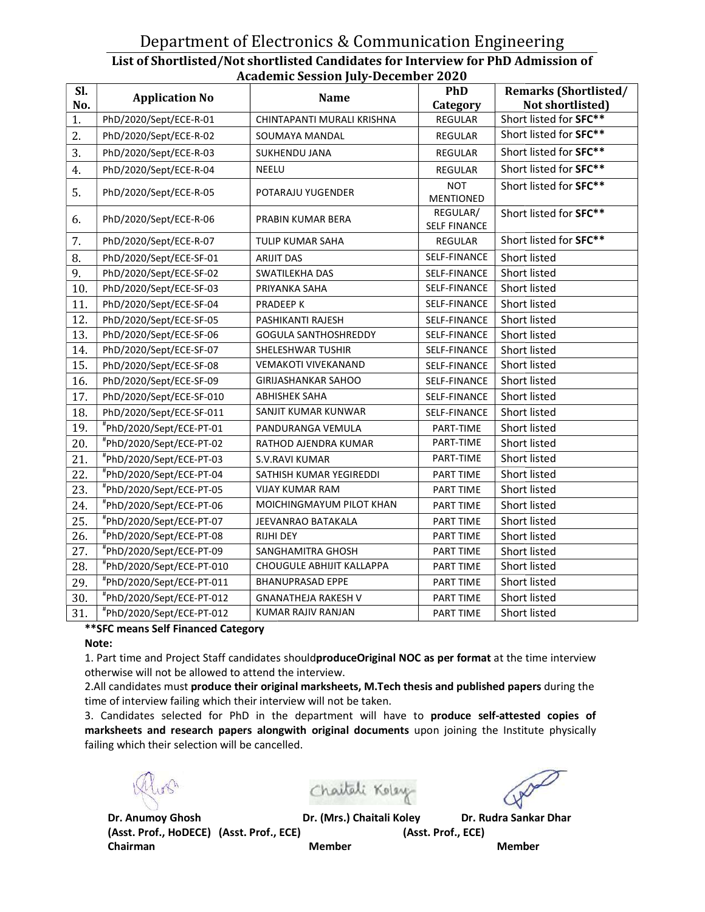# Department of Electronics & Communication Engineering

## List of Shortlisted/Not shortlisted Candidates for Interview for PhD Admission of Academic Session July-December 2020

| Sl. No. | Application No | Name | PhD Category | Remarks (Shortlisted/ Not shortlisted) |
|---|---|---|---|---|
| 1. | PhD/2020/Sept/ECE-R-01 | CHINTAPANTI MURALI KRISHNA | REGULAR | Short listed for **SFC**** |
| 2. | PhD/2020/Sept/ECE-R-02 | SOUMAYA MANDAL | REGULAR | Short listed for **SFC**** |
| 3. | PhD/2020/Sept/ECE-R-03 | SUKHENDU JANA | REGULAR | Short listed for **SFC**** |
| 4. | PhD/2020/Sept/ECE-R-04 | NEELU | REGULAR | Short listed for **SFC**** |
| 5. | PhD/2020/Sept/ECE-R-05 | POTARAJU YUGENDER | NOT MENTIONED | Short listed for **SFC**** |
| 6. | PhD/2020/Sept/ECE-R-06 | PRABIN KUMAR BERA | REGULAR/ SELF FINANCE | Short listed for **SFC**** |
| 7. | PhD/2020/Sept/ECE-R-07 | TULIP KUMAR SAHA | REGULAR | Short listed for **SFC**** |
| 8. | PhD/2020/Sept/ECE-SF-01 | ARIJIT DAS | SELF-FINANCE | Short listed |
| 9. | PhD/2020/Sept/ECE-SF-02 | SWATILEKHA DAS | SELF-FINANCE | Short listed |
| 10. | PhD/2020/Sept/ECE-SF-03 | PRIYANKA SAHA | SELF-FINANCE | Short listed |
| 11. | PhD/2020/Sept/ECE-SF-04 | PRADEEP K | SELF-FINANCE | Short listed |
| 12. | PhD/2020/Sept/ECE-SF-05 | PASHIKANTI RAJESH | SELF-FINANCE | Short listed |
| 13. | PhD/2020/Sept/ECE-SF-06 | GOGULA SANTHOSHREDDY | SELF-FINANCE | Short listed |
| 14. | PhD/2020/Sept/ECE-SF-07 | SHELESHWAR TUSHIR | SELF-FINANCE | Short listed |
| 15. | PhD/2020/Sept/ECE-SF-08 | VEMAKOTI VIVEKANAND | SELF-FINANCE | Short listed |
| 16. | PhD/2020/Sept/ECE-SF-09 | GIRIJASHANKAR SAHOO | SELF-FINANCE | Short listed |
| 17. | PhD/2020/Sept/ECE-SF-010 | ABHISHEK SAHA | SELF-FINANCE | Short listed |
| 18. | PhD/2020/Sept/ECE-SF-011 | SANJIT KUMAR KUNWAR | SELF-FINANCE | Short listed |
| 19. | #PhD/2020/Sept/ECE-PT-01 | PANDURANGA VEMULA | PART-TIME | Short listed |
| 20. | #PhD/2020/Sept/ECE-PT-02 | RATHOD AJENDRA KUMAR | PART-TIME | Short listed |
| 21. | #PhD/2020/Sept/ECE-PT-03 | S.V.RAVI KUMAR | PART-TIME | Short listed |
| 22. | #PhD/2020/Sept/ECE-PT-04 | SATHISH KUMAR YEGIREDDI | PART TIME | Short listed |
| 23. | #PhD/2020/Sept/ECE-PT-05 | VIJAY KUMAR RAM | PART TIME | Short listed |
| 24. | #PhD/2020/Sept/ECE-PT-06 | MOICHINGMAYUM PILOT KHAN | PART TIME | Short listed |
| 25. | #PhD/2020/Sept/ECE-PT-07 | JEEVANRAO BATAKALA | PART TIME | Short listed |
| 26. | #PhD/2020/Sept/ECE-PT-08 | RIJHI DEY | PART TIME | Short listed |
| 27. | #PhD/2020/Sept/ECE-PT-09 | SANGHAMITRA GHOSH | PART TIME | Short listed |
| 28. | #PhD/2020/Sept/ECE-PT-010 | CHOUGULE ABHIJIT KALLAPPA | PART TIME | Short listed |
| 29. | #PhD/2020/Sept/ECE-PT-011 | BHANUPRASAD EPPE | PART TIME | Short listed |
| 30. | #PhD/2020/Sept/ECE-PT-012 | GNANATHEJA RAKESH V | PART TIME | Short listed |
| 31. | #PhD/2020/Sept/ECE-PT-012 | KUMAR RAJIV RANJAN | PART TIME | Short listed |

****SFC means Self Financed Category**

**Note:**

1. Part time and Project Staff candidates should**produceOriginal NOC as per format** at the time interview otherwise will not be allowed to attend the interview.
2. All candidates must **produce their original marksheets, M.Tech thesis and published papers** during the time of interview failing which their interview will not be taken.
3. Candidates selected for PhD in the department will have to **produce self-attested copies of marksheets and research papers alongwith original documents** upon joining the Institute physically failing which their selection will be cancelled.

| **Dr. Anumoy Ghosh** | **Dr. (Mrs.) Chaitali Koley** | **Dr. Rudra Sankar Dhar** |
|---|---|---|
| **(Asst. Prof., HoDECE)** | **(Asst. Prof., ECE)** | **(Asst. Prof., ECE)** |
| **Chairman** | **Member** | **Member** |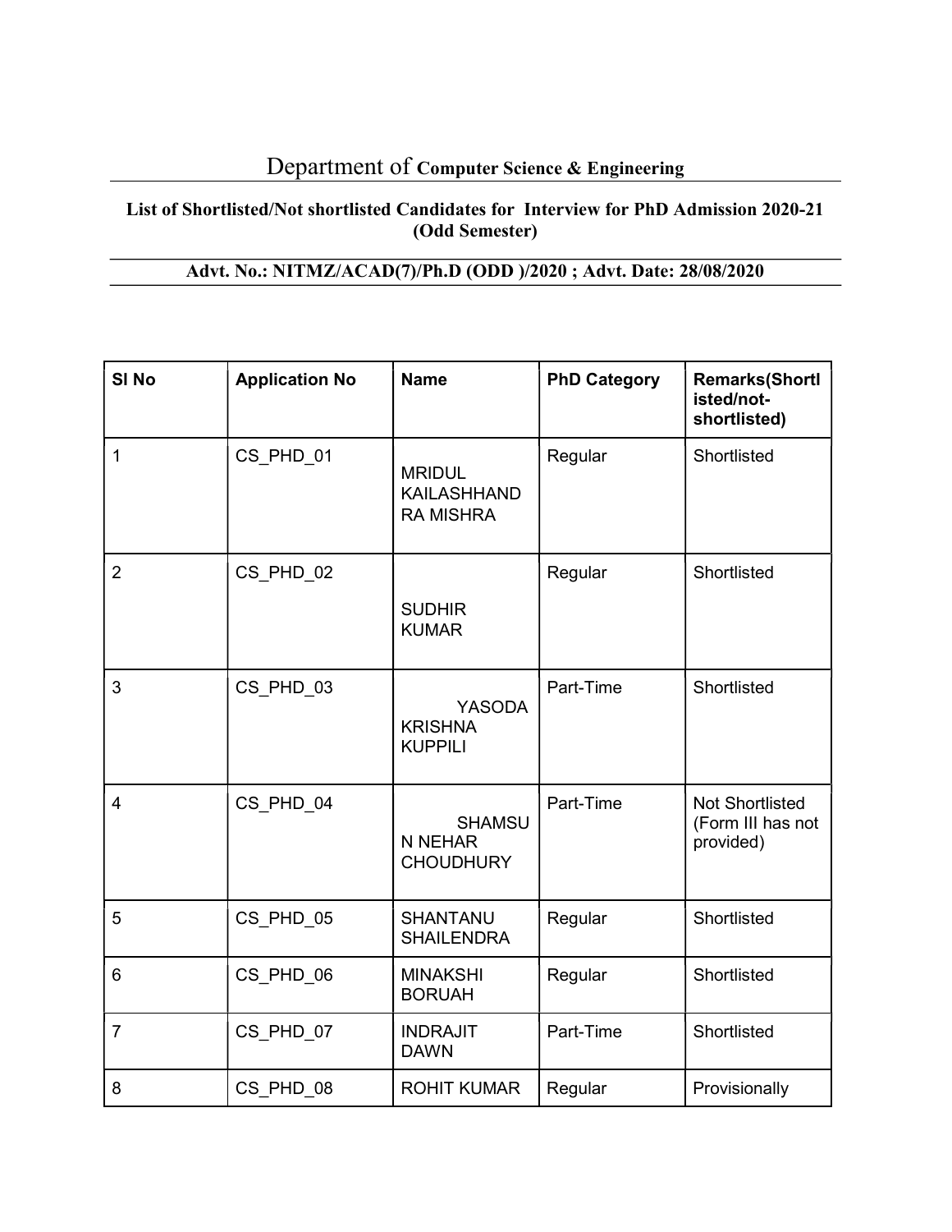# Department of **Computer Science & Engineering**

**List of Shortlisted/Not shortlisted Candidates for Interview for PhD Admission 2020-21 (Odd Semester)**

**Advt. No.: NITMZ/ACAD(7)/Ph.D (ODD )/2020 ; Advt. Date: 28/08/2020**

| Sl No | Application No | Name | PhD Category | Remarks(Shortlisted/not-shortlisted) |
|---|---|---|---|---|
| 1 | CS_PHD_01 | MRIDUL KAILASHHANDRA MISHRA | Regular | Shortlisted |
| 2 | CS_PHD_02 | SUDHIR KUMAR | Regular | Shortlisted |
| 3 | CS_PHD_03 | YASODA KRISHNA KUPPILI | Part-Time | Shortlisted |
| 4 | CS_PHD_04 | SHAMSUN NEHAR CHOUDHURY | Part-Time | Not Shortlisted (Form III has not provided) |
| 5 | CS_PHD_05 | SHANTANU SHAILENDRA | Regular | Shortlisted |
| 6 | CS_PHD_06 | MINAKSHI BORUAH | Regular | Shortlisted |
| 7 | CS_PHD_07 | INDRAJIT DAWN | Part-Time | Shortlisted |
| 8 | CS_PHD_08 | ROHIT KUMAR | Regular | Provisionally |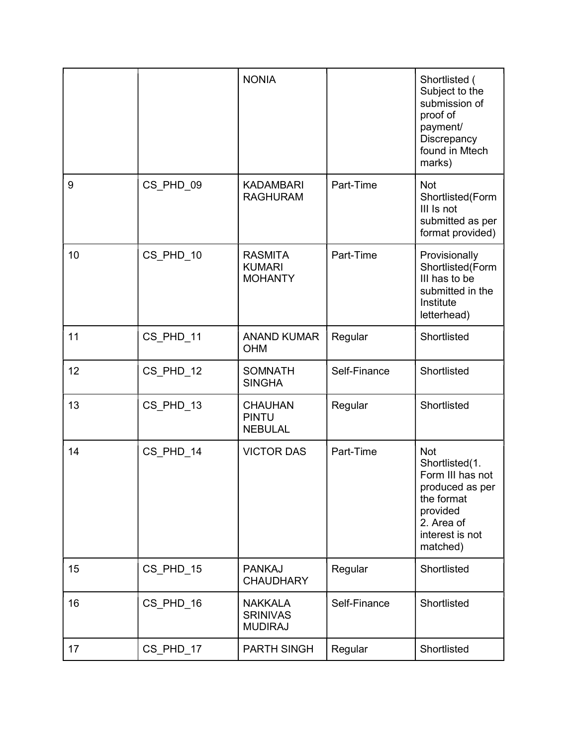| | | | | |
|---|---|---|---|---|
| | | NONIA | | Shortlisted ( Subject to the submission of proof of payment/ Discrepancy found in Mtech marks) |
| 9 | CS_PHD_09 | KADAMBARI RAGHURAM | Part-Time | Not Shortlisted(Form III Is not submitted as per format provided) |
| 10 | CS_PHD_10 | RASMITA KUMARI MOHANTY | Part-Time | Provisionally Shortlisted(Form III has to be submitted in the Institute letterhead) |
| 11 | CS_PHD_11 | ANAND KUMAR OHM | Regular | Shortlisted |
| 12 | CS_PHD_12 | SOMNATH SINGHA | Self-Finance | Shortlisted |
| 13 | CS_PHD_13 | CHAUHAN PINTU NEBULAL | Regular | Shortlisted |
| 14 | CS_PHD_14 | VICTOR DAS | Part-Time | Not Shortlisted(1. Form III has not produced as per the format provided 2. Area of interest is not matched) |
| 15 | CS_PHD_15 | PANKAJ CHAUDHARY | Regular | Shortlisted |
| 16 | CS_PHD_16 | NAKKALA SRINIVAS MUDIRAJ | Self-Finance | Shortlisted |
| 17 | CS_PHD_17 | PARTH SINGH | Regular | Shortlisted |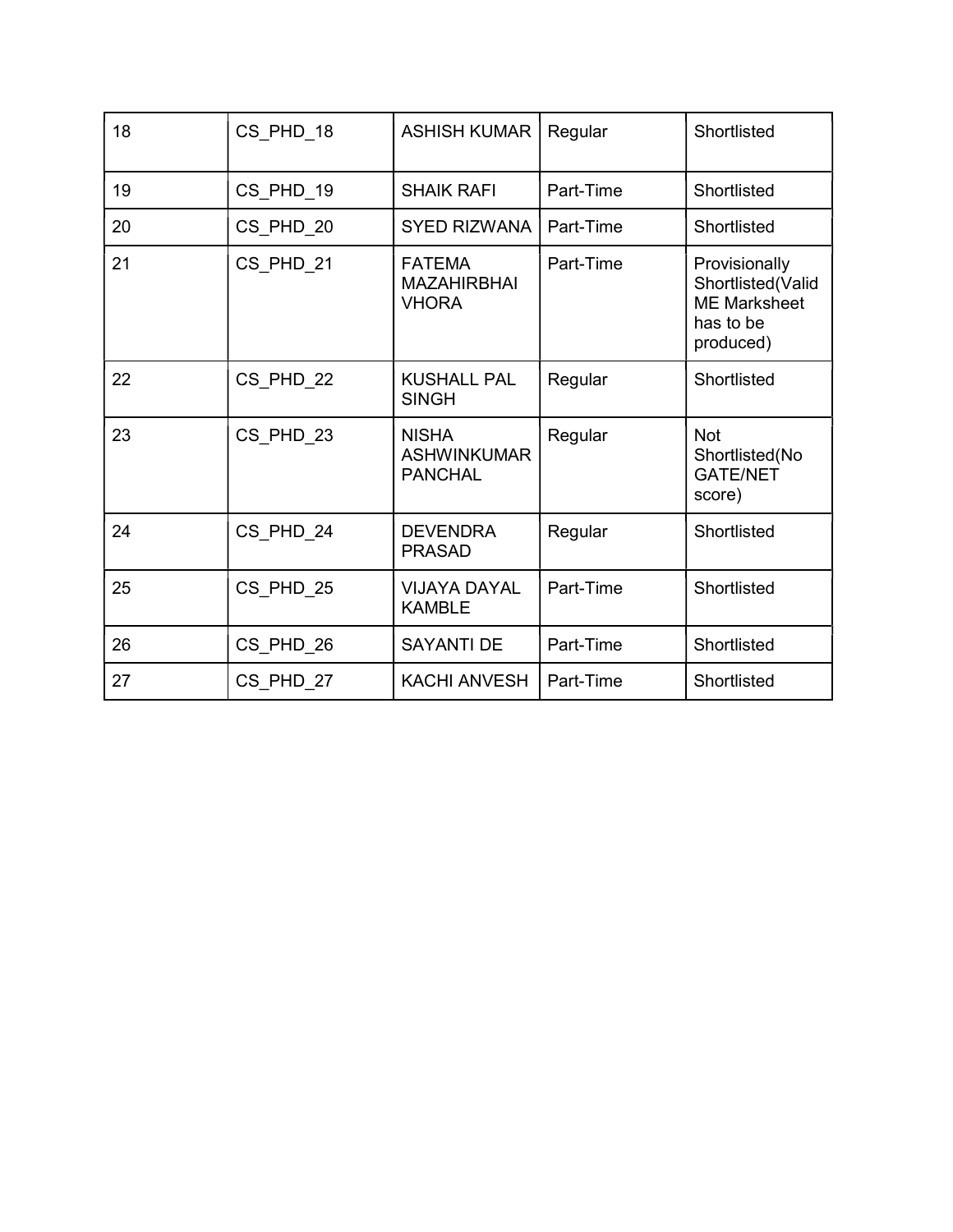| 18 | CS_PHD_18 | ASHISH KUMAR | Regular | Shortlisted |
|---|---|---|---|---|
| 19 | CS_PHD_19 | SHAIK RAFI | Part-Time | Shortlisted |
| 20 | CS_PHD_20 | SYED RIZWANA | Part-Time | Shortlisted |
| 21 | CS_PHD_21 | FATEMA MAZAHIRBHAI VHORA | Part-Time | Provisionally Shortlisted(Valid ME Marksheet has to be produced) |
| 22 | CS_PHD_22 | KUSHALL PAL SINGH | Regular | Shortlisted |
| 23 | CS_PHD_23 | NISHA ASHWINKUMAR PANCHAL | Regular | Not Shortlisted(No GATE/NET score) |
| 24 | CS_PHD_24 | DEVENDRA PRASAD | Regular | Shortlisted |
| 25 | CS_PHD_25 | VIJAYA DAYAL KAMBLE | Part-Time | Shortlisted |
| 26 | CS_PHD_26 | SAYANTI DE | Part-Time | Shortlisted |
| 27 | CS_PHD_27 | KACHI ANVESH | Part-Time | Shortlisted |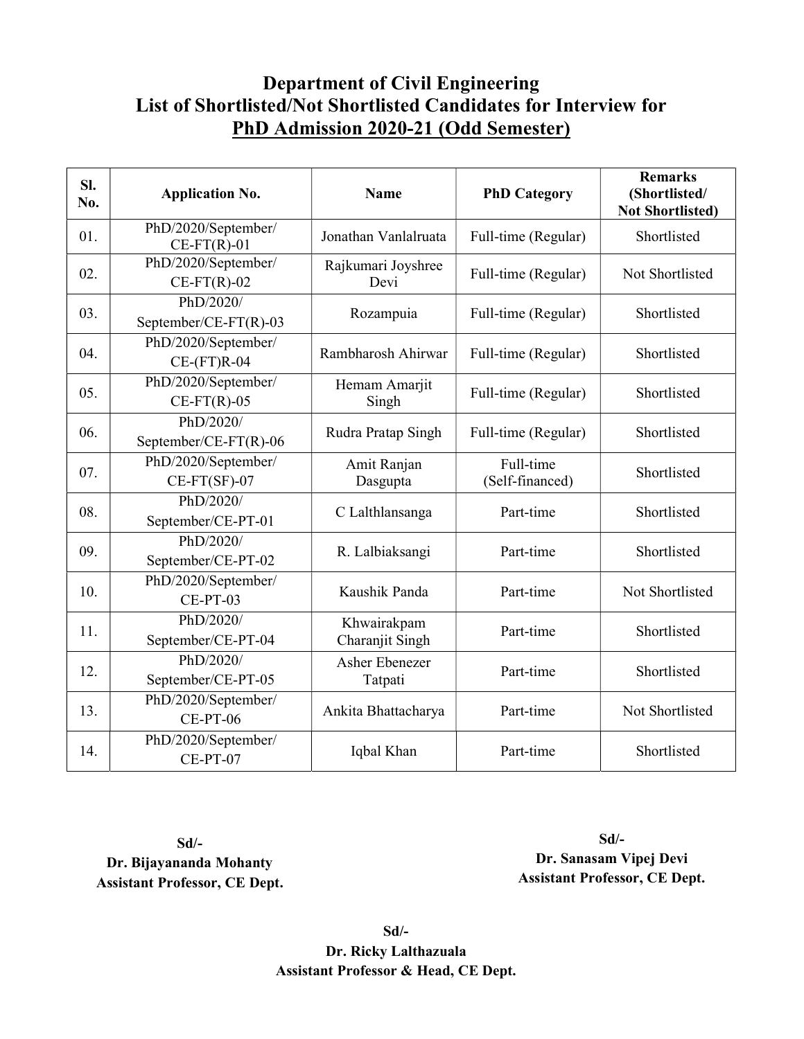# Department of Civil Engineering
## List of Shortlisted/Not Shortlisted Candidates for Interview for
## PhD Admission 2020-21 (Odd Semester)

| Sl. No. | Application No. | Name | PhD Category | Remarks (Shortlisted/ Not Shortlisted) |
|---|---|---|---|---|
| 01. | PhD/2020/September/ CE-FT(R)-01 | Jonathan Vanlalruata | Full-time (Regular) | Shortlisted |
| 02. | PhD/2020/September/ CE-FT(R)-02 | Rajkumari Joyshree Devi | Full-time (Regular) | Not Shortlisted |
| 03. | PhD/2020/ September/CE-FT(R)-03 | Rozampuia | Full-time (Regular) | Shortlisted |
| 04. | PhD/2020/September/ CE-(FT)R-04 | Rambharosh Ahirwar | Full-time (Regular) | Shortlisted |
| 05. | PhD/2020/September/ CE-FT(R)-05 | Hemam Amarjit Singh | Full-time (Regular) | Shortlisted |
| 06. | PhD/2020/ September/CE-FT(R)-06 | Rudra Pratap Singh | Full-time (Regular) | Shortlisted |
| 07. | PhD/2020/September/ CE-FT(SF)-07 | Amit Ranjan Dasgupta | Full-time (Self-financed) | Shortlisted |
| 08. | PhD/2020/ September/CE-PT-01 | C Lalthlansanga | Part-time | Shortlisted |
| 09. | PhD/2020/ September/CE-PT-02 | R. Lalbiaksangi | Part-time | Shortlisted |
| 10. | PhD/2020/September/ CE-PT-03 | Kaushik Panda | Part-time | Not Shortlisted |
| 11. | PhD/2020/ September/CE-PT-04 | Khwairakpam Charanjit Singh | Part-time | Shortlisted |
| 12. | PhD/2020/ September/CE-PT-05 | Asher Ebenezer Tatpati | Part-time | Shortlisted |
| 13. | PhD/2020/September/ CE-PT-06 | Ankita Bhattacharya | Part-time | Not Shortlisted |
| 14. | PhD/2020/September/ CE-PT-07 | Iqbal Khan | Part-time | Shortlisted |

**Sd/-**
**Dr. Bijayananda Mohanty**
**Assistant Professor, CE Dept.**

**Sd/-**
**Dr. Sanasam Vipej Devi**
**Assistant Professor, CE Dept.**

**Sd/-**
**Dr. Ricky Lalthazuala**
**Assistant Professor & Head, CE Dept.**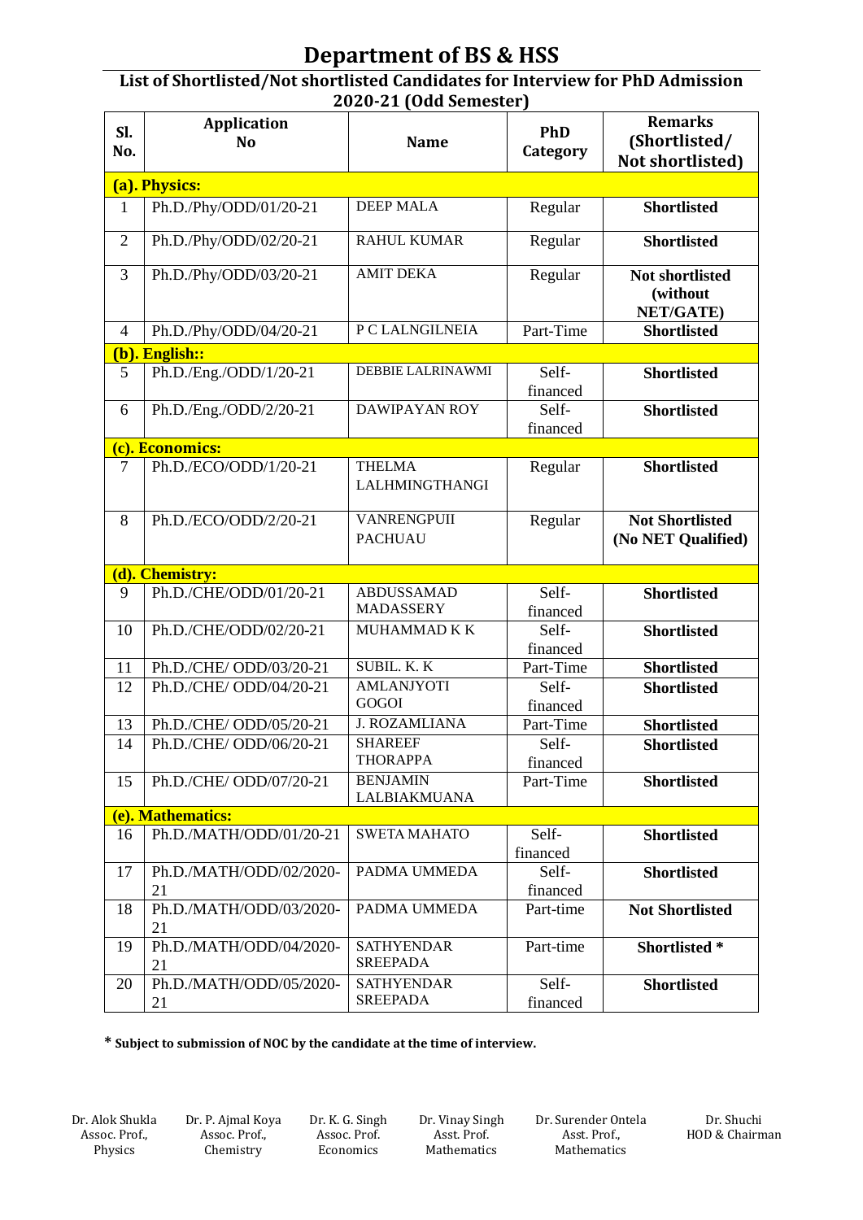# Department of BS & HSS

## List of Shortlisted/Not shortlisted Candidates for Interview for PhD Admission 2020-21 (Odd Semester)

| Sl. No. | Application No | Name | PhD Category | Remarks (Shortlisted/ Not shortlisted) |
|---|---|---|---|---|
| **(a). Physics:** | | | | |
| 1 | Ph.D./Phy/ODD/01/20-21 | DEEP MALA | Regular | **Shortlisted** |
| 2 | Ph.D./Phy/ODD/02/20-21 | RAHUL KUMAR | Regular | **Shortlisted** |
| 3 | Ph.D./Phy/ODD/03/20-21 | AMIT DEKA | Regular | **Not shortlisted (without NET/GATE)** |
| 4 | Ph.D./Phy/ODD/04/20-21 | P C LALNGILNEIA | Part-Time | **Shortlisted** |
| **(b). English::** | | | | |
| 5 | Ph.D./Eng./ODD/1/20-21 | DEBBIE LALRINAWMI | Self-financed | **Shortlisted** |
| 6 | Ph.D./Eng./ODD/2/20-21 | DAWIPAYAN ROY | Self-financed | **Shortlisted** |
| **(c). Economics:** | | | | |
| 7 | Ph.D./ECO/ODD/1/20-21 | THELMA LALHMINGTHANGI | Regular | **Shortlisted** |
| 8 | Ph.D./ECO/ODD/2/20-21 | VANRENGPUII PACHUAU | Regular | **Not Shortlisted (No NET Qualified)** |
| **(d). Chemistry:** | | | | |
| 9 | Ph.D./CHE/ODD/01/20-21 | ABDUSSAMAD MADASSERY | Self-financed | **Shortlisted** |
| 10 | Ph.D./CHE/ODD/02/20-21 | MUHAMMAD K K | Self-financed | **Shortlisted** |
| 11 | Ph.D./CHE/ ODD/03/20-21 | SUBIL. K. K | Part-Time | **Shortlisted** |
| 12 | Ph.D./CHE/ ODD/04/20-21 | AMLANJYOTI GOGOI | Self-financed | **Shortlisted** |
| 13 | Ph.D./CHE/ ODD/05/20-21 | J. ROZAMLIANA | Part-Time | **Shortlisted** |
| 14 | Ph.D./CHE/ ODD/06/20-21 | SHAREEF THORAPPA | Self-financed | **Shortlisted** |
| 15 | Ph.D./CHE/ ODD/07/20-21 | BENJAMIN LALBIAKMUANA | Part-Time | **Shortlisted** |
| **(e). Mathematics:** | | | | |
| 16 | Ph.D./MATH/ODD/01/20-21 | SWETA MAHATO | Self-financed | **Shortlisted** |
| 17 | Ph.D./MATH/ODD/02/2020-21 | PADMA UMMEDA | Self-financed | **Shortlisted** |
| 18 | Ph.D./MATH/ODD/03/2020-21 | PADMA UMMEDA | Part-time | **Not Shortlisted** |
| 19 | Ph.D./MATH/ODD/04/2020-21 | SATHYENDAR SREEPADA | Part-time | **Shortlisted *** |
| 20 | Ph.D./MATH/ODD/05/2020-21 | SATHYENDAR SREEPADA | Self-financed | **Shortlisted** |

**\* Subject to submission of NOC by the candidate at the time of interview.**

Dr. Alok Shukla
Assoc. Prof.,
Physics

Dr. P. Ajmal Koya
Assoc. Prof.,
Chemistry

Dr. K. G. Singh
Assoc. Prof.
Economics

Dr. Vinay Singh
Asst. Prof.
Mathematics

Dr. Surender Ontela
Asst. Prof.,
Mathematics

Dr. Shuchi
HOD & Chairman